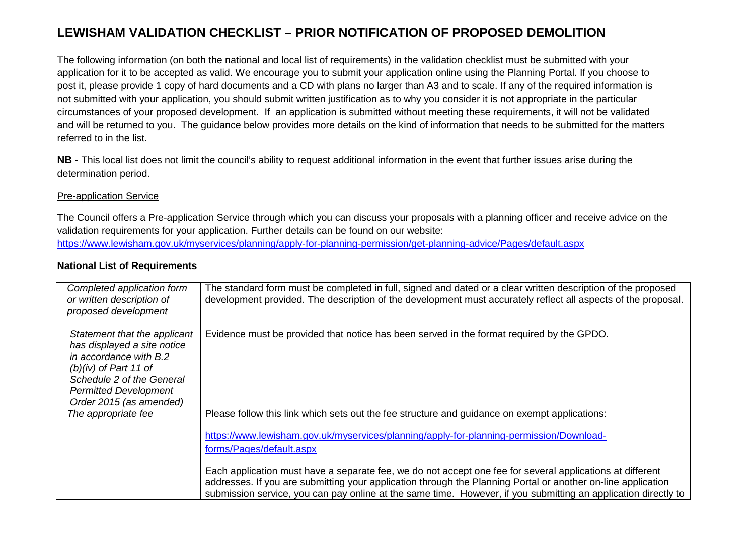# LEWISHAM VALIDATION CHECKLIST – PRIOR NOTIFICATION OF PROPOSED DEMOLITION

The following information (on both the national and local list of requirements) in the validation checklist must be submitted with your application for it to be accepted as valid. We encourage you to submit your application online using the Planning Portal. If you choose to post it, please provide 1 copy of hard documents and a CD with plans no larger than A3 and to scale. If any of the required information is not submitted with your application, you should submit written justification as to why you consider it is not appropriate in the particular circumstances of your proposed development. If an application is submitted without meeting these requirements, it will not be validated and will be returned to you. The guidance below provides more details on the kind of information that needs to be submitted for the matters referred to in the list.

**NB** - This local list does not limit the council's ability to request additional information in the event that further issues arise during the determination period.

Pre-application Service

The Council offers a Pre-application Service through which you can discuss your proposals with a planning officer and receive advice on the validation requirements for your application. Further details can be found on our website:
https://www.lewisham.gov.uk/myservices/planning/apply-for-planning-permission/get-planning-advice/Pages/default.aspx

**National List of Requirements**

| | |
|---|---|
| *Completed application form or written description of proposed development* | The standard form must be completed in full, signed and dated or a clear written description of the proposed development provided. The description of the development must accurately reflect all aspects of the proposal. |
| *Statement that the applicant has displayed a site notice in accordance with B.2 (b)(iv) of Part 11 of Schedule 2 of the General Permitted Development Order 2015 (as amended)* | Evidence must be provided that notice has been served in the format required by the GPDO. |
| *The appropriate fee* | Please follow this link which sets out the fee structure and guidance on exempt applications:<br><br>https://www.lewisham.gov.uk/myservices/planning/apply-for-planning-permission/Download-forms/Pages/default.aspx<br><br>Each application must have a separate fee, we do not accept one fee for several applications at different addresses. If you are submitting your application through the Planning Portal or another on-line application submission service, you can pay online at the same time. However, if you submitting an application directly to |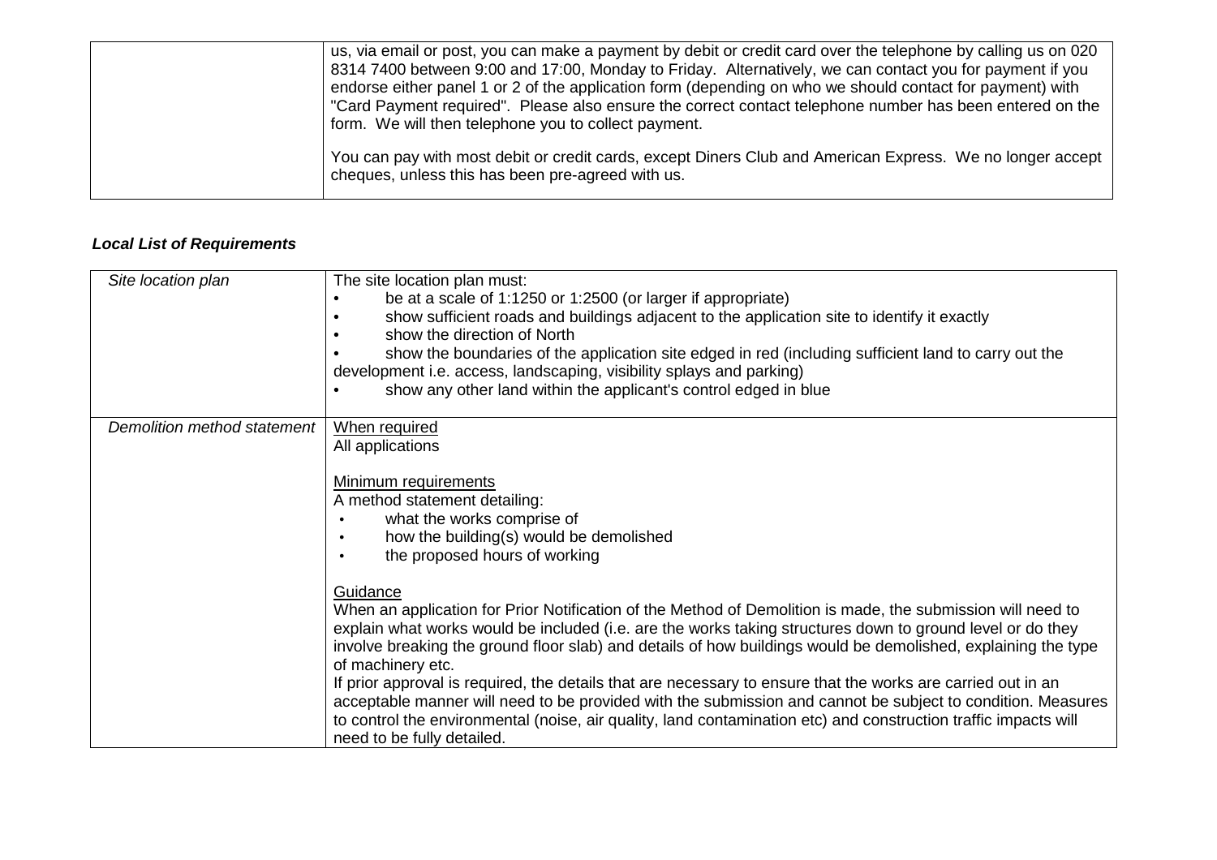| | |
|---|---|
| | us, via email or post, you can make a payment by debit or credit card over the telephone by calling us on 020 8314 7400 between 9:00 and 17:00, Monday to Friday. Alternatively, we can contact you for payment if you endorse either panel 1 or 2 of the application form (depending on who we should contact for payment) with "Card Payment required". Please also ensure the correct contact telephone number has been entered on the form. We will then telephone you to collect payment.<br><br>You can pay with most debit or credit cards, except Diners Club and American Express. We no longer accept cheques, unless this has been pre-agreed with us. |

***Local List of Requirements***

| | |
|---|---|
| *Site location plan* | The site location plan must:<br>• be at a scale of 1:1250 or 1:2500 (or larger if appropriate)<br>• show sufficient roads and buildings adjacent to the application site to identify it exactly<br>• show the direction of North<br>• show the boundaries of the application site edged in red (including sufficient land to carry out the development i.e. access, landscaping, visibility splays and parking)<br>• show any other land within the applicant's control edged in blue |
| *Demolition method statement* | <u>When required</u><br>All applications<br><br><u>Minimum requirements</u><br>A method statement detailing:<br>• what the works comprise of<br>• how the building(s) would be demolished<br>• the proposed hours of working<br><br><u>Guidance</u><br>When an application for Prior Notification of the Method of Demolition is made, the submission will need to explain what works would be included (i.e. are the works taking structures down to ground level or do they involve breaking the ground floor slab) and details of how buildings would be demolished, explaining the type of machinery etc.<br>If prior approval is required, the details that are necessary to ensure that the works are carried out in an acceptable manner will need to be provided with the submission and cannot be subject to condition. Measures to control the environmental (noise, air quality, land contamination etc) and construction traffic impacts will need to be fully detailed. |